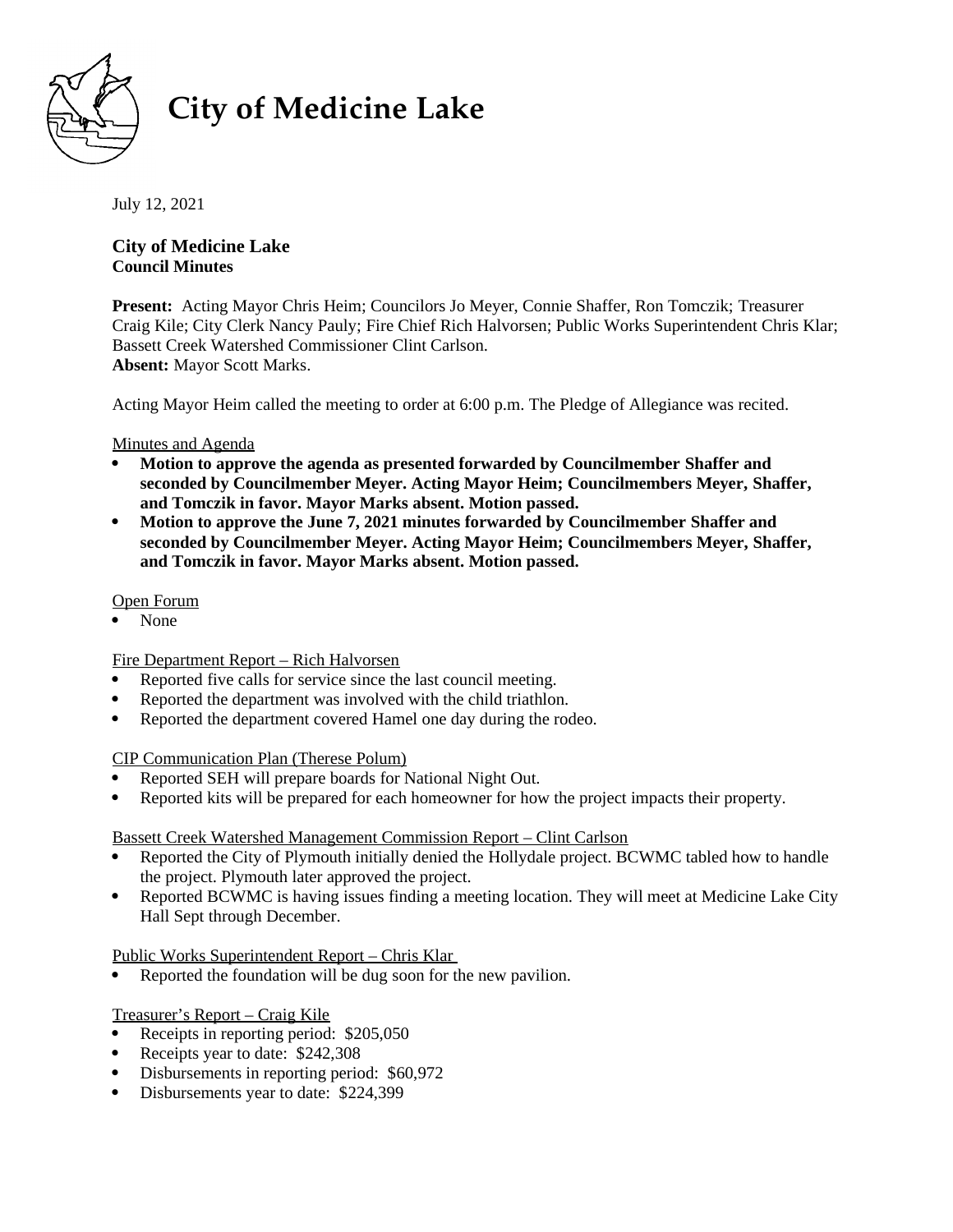# City of Medicine Lake

July 12, 2021

**City of Medicine Lake**
**Council Minutes**

**Present:** Acting Mayor Chris Heim; Councilors Jo Meyer, Connie Shaffer, Ron Tomczik; Treasurer Craig Kile; City Clerk Nancy Pauly; Fire Chief Rich Halvorsen; Public Works Superintendent Chris Klar; Bassett Creek Watershed Commissioner Clint Carlson.
**Absent:** Mayor Scott Marks.

Acting Mayor Heim called the meeting to order at 6:00 p.m. The Pledge of Allegiance was recited.

Minutes and Agenda

- **Motion to approve the agenda as presented forwarded by Councilmember Shaffer and seconded by Councilmember Meyer. Acting Mayor Heim; Councilmembers Meyer, Shaffer, and Tomczik in favor. Mayor Marks absent. Motion passed.**
- **Motion to approve the June 7, 2021 minutes forwarded by Councilmember Shaffer and seconded by Councilmember Meyer. Acting Mayor Heim; Councilmembers Meyer, Shaffer, and Tomczik in favor. Mayor Marks absent. Motion passed.**

Open Forum

- None

Fire Department Report – Rich Halvorsen

- Reported five calls for service since the last council meeting.
- Reported the department was involved with the child triathlon.
- Reported the department covered Hamel one day during the rodeo.

CIP Communication Plan (Therese Polum)

- Reported SEH will prepare boards for National Night Out.
- Reported kits will be prepared for each homeowner for how the project impacts their property.

Bassett Creek Watershed Management Commission Report – Clint Carlson

- Reported the City of Plymouth initially denied the Hollydale project. BCWMC tabled how to handle the project. Plymouth later approved the project.
- Reported BCWMC is having issues finding a meeting location. They will meet at Medicine Lake City Hall Sept through December.

Public Works Superintendent Report – Chris Klar

- Reported the foundation will be dug soon for the new pavilion.

Treasurer's Report – Craig Kile

- Receipts in reporting period: $205,050
- Receipts year to date: $242,308
- Disbursements in reporting period: $60,972
- Disbursements year to date: $224,399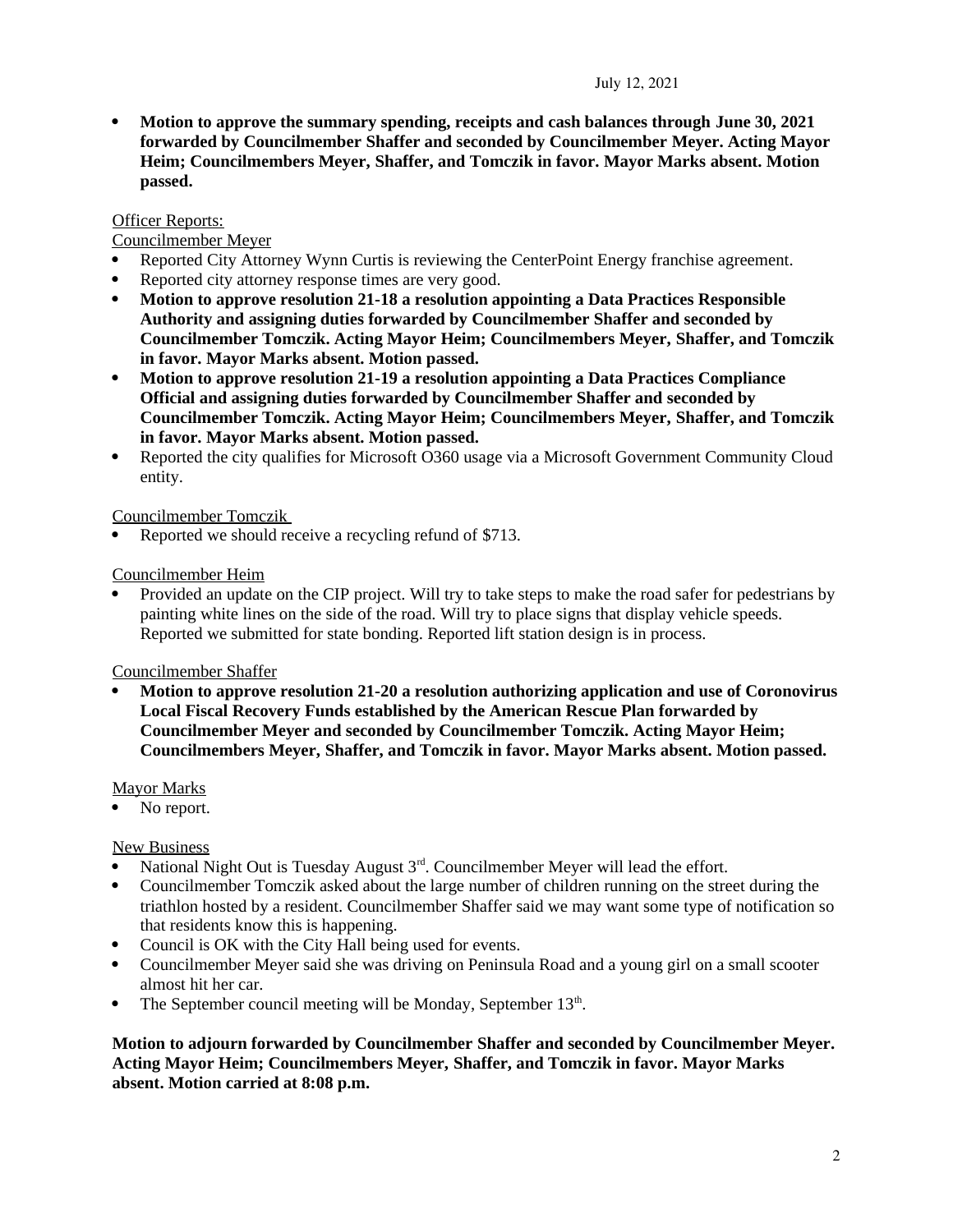July 12, 2021

- **Motion to approve the summary spending, receipts and cash balances through June 30, 2021 forwarded by Councilmember Shaffer and seconded by Councilmember Meyer. Acting Mayor Heim; Councilmembers Meyer, Shaffer, and Tomczik in favor. Mayor Marks absent. Motion passed.**

Officer Reports:

Councilmember Meyer

- Reported City Attorney Wynn Curtis is reviewing the CenterPoint Energy franchise agreement.
- Reported city attorney response times are very good.
- **Motion to approve resolution 21-18 a resolution appointing a Data Practices Responsible Authority and assigning duties forwarded by Councilmember Shaffer and seconded by Councilmember Tomczik. Acting Mayor Heim; Councilmembers Meyer, Shaffer, and Tomczik in favor. Mayor Marks absent. Motion passed.**
- **Motion to approve resolution 21-19 a resolution appointing a Data Practices Compliance Official and assigning duties forwarded by Councilmember Shaffer and seconded by Councilmember Tomczik. Acting Mayor Heim; Councilmembers Meyer, Shaffer, and Tomczik in favor. Mayor Marks absent. Motion passed.**
- Reported the city qualifies for Microsoft O360 usage via a Microsoft Government Community Cloud entity.

Councilmember Tomczik

- Reported we should receive a recycling refund of $713.

Councilmember Heim

- Provided an update on the CIP project. Will try to take steps to make the road safer for pedestrians by painting white lines on the side of the road. Will try to place signs that display vehicle speeds. Reported we submitted for state bonding. Reported lift station design is in process.

Councilmember Shaffer

- **Motion to approve resolution 21-20 a resolution authorizing application and use of Coronovirus Local Fiscal Recovery Funds established by the American Rescue Plan forwarded by Councilmember Meyer and seconded by Councilmember Tomczik. Acting Mayor Heim; Councilmembers Meyer, Shaffer, and Tomczik in favor. Mayor Marks absent. Motion passed.**

Mayor Marks

- No report.

New Business

- National Night Out is Tuesday August 3rd. Councilmember Meyer will lead the effort.
- Councilmember Tomczik asked about the large number of children running on the street during the triathlon hosted by a resident. Councilmember Shaffer said we may want some type of notification so that residents know this is happening.
- Council is OK with the City Hall being used for events.
- Councilmember Meyer said she was driving on Peninsula Road and a young girl on a small scooter almost hit her car.
- The September council meeting will be Monday, September 13th.

**Motion to adjourn forwarded by Councilmember Shaffer and seconded by Councilmember Meyer. Acting Mayor Heim; Councilmembers Meyer, Shaffer, and Tomczik in favor. Mayor Marks absent. Motion carried at 8:08 p.m.**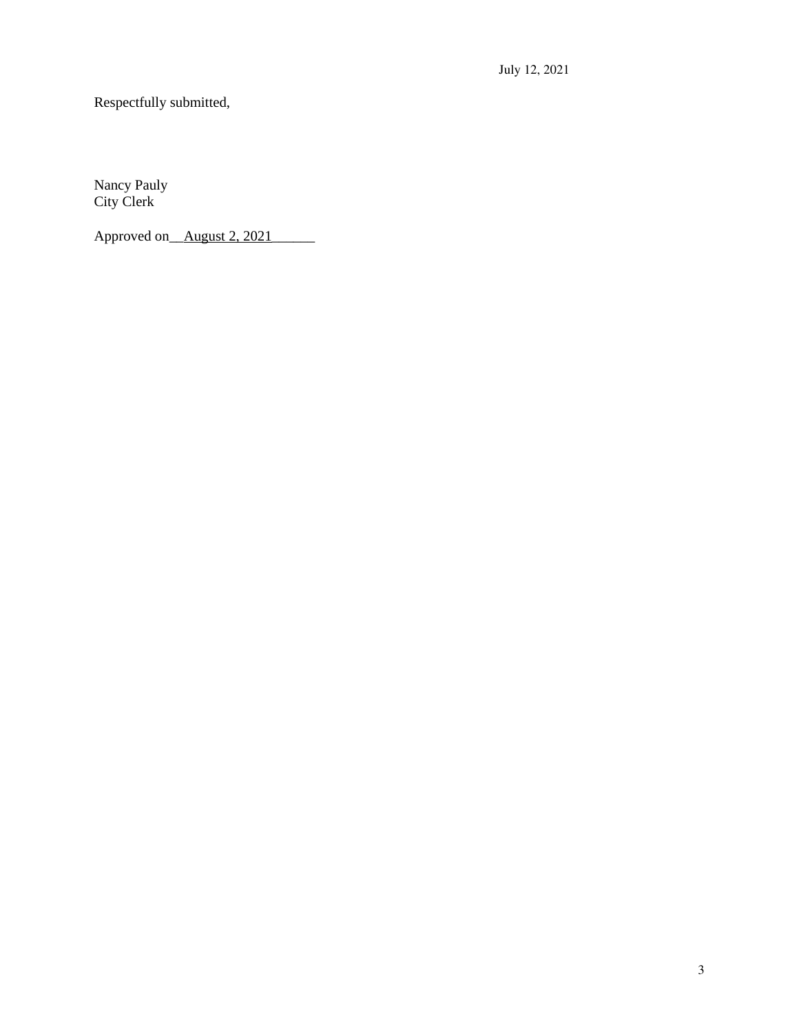Respectfully submitted,

Nancy Pauly
City Clerk

Approved on__August 2, 2021______